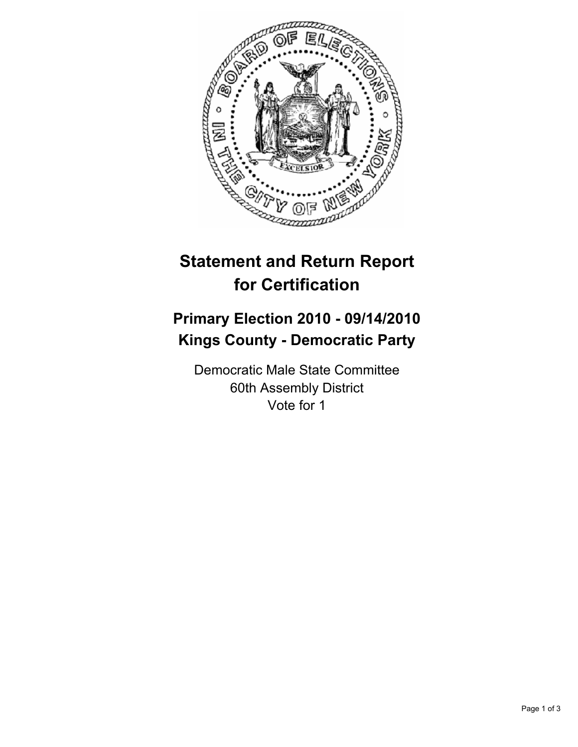# Statement and Return Report for Certification

## Primary Election 2010 - 09/14/2010
## Kings County - Democratic Party

Democratic Male State Committee
60th Assembly District
Vote for 1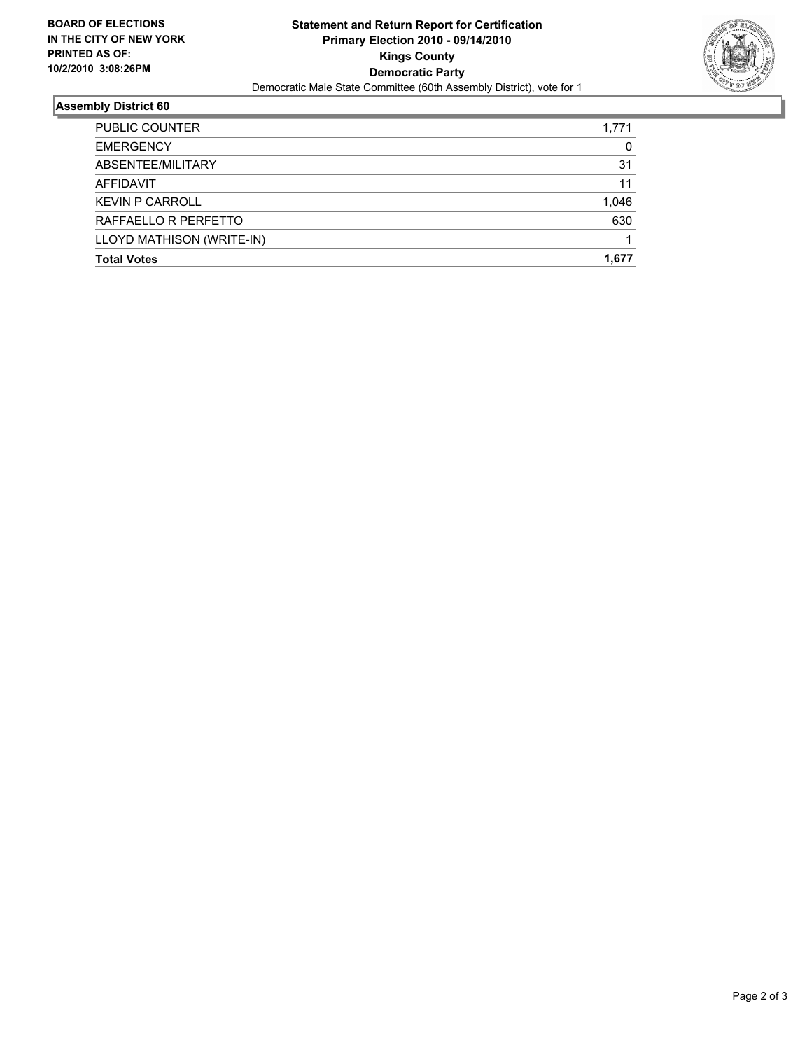**BOARD OF ELECTIONS**
**IN THE CITY OF NEW YORK**
**PRINTED AS OF:**
**10/2/2010 3:08:26PM**

# Statement and Return Report for Certification
## Primary Election 2010 - 09/14/2010
## Kings County
## Democratic Party

Democratic Male State Committee (60th Assembly District), vote for 1

### Assembly District 60

| | |
|---|---|
| PUBLIC COUNTER | 1,771 |
| EMERGENCY | 0 |
| ABSENTEE/MILITARY | 31 |
| AFFIDAVIT | 11 |
| KEVIN P CARROLL | 1,046 |
| RAFFAELLO R PERFETTO | 630 |
| LLOYD MATHISON (WRITE-IN) | 1 |
| **Total Votes** | **1,677** |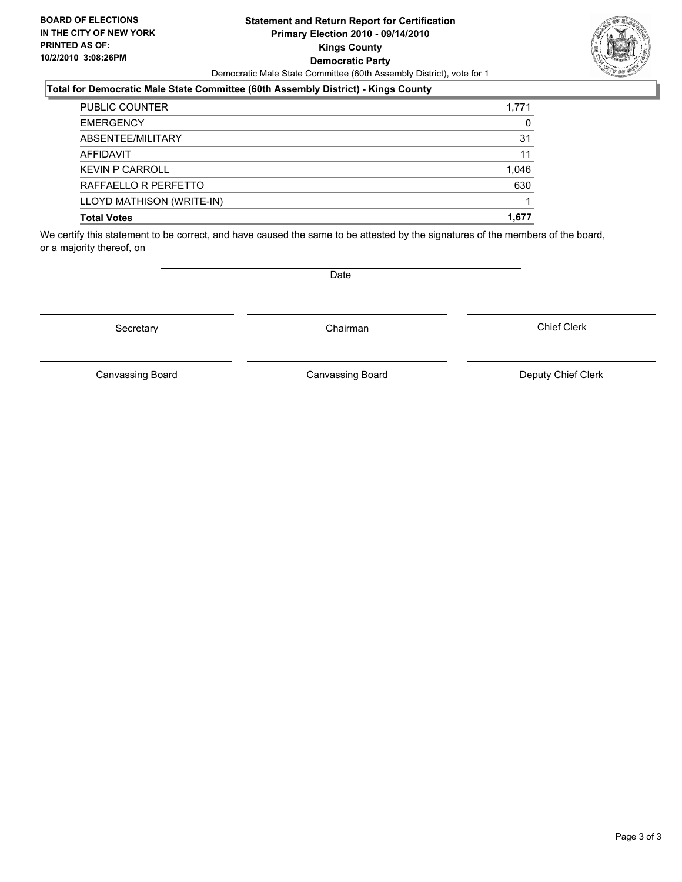**BOARD OF ELECTIONS IN THE CITY OF NEW YORK PRINTED AS OF: 10/2/2010 3:08:26PM**

# Statement and Return Report for Certification
## Primary Election 2010 - 09/14/2010
## Kings County
## Democratic Party

Democratic Male State Committee (60th Assembly District), vote for 1

### Total for Democratic Male State Committee (60th Assembly District) - Kings County

| | |
|---|---|
| PUBLIC COUNTER | 1,771 |
| EMERGENCY | 0 |
| ABSENTEE/MILITARY | 31 |
| AFFIDAVIT | 11 |
| KEVIN P CARROLL | 1,046 |
| RAFFAELLO R PERFETTO | 630 |
| LLOYD MATHISON (WRITE-IN) | 1 |
| **Total Votes** | **1,677** |

We certify this statement to be correct, and have caused the same to be attested by the signatures of the members of the board, or a majority thereof, on

Date

Secretary

Chairman

Chief Clerk

Canvassing Board

Canvassing Board

Deputy Chief Clerk